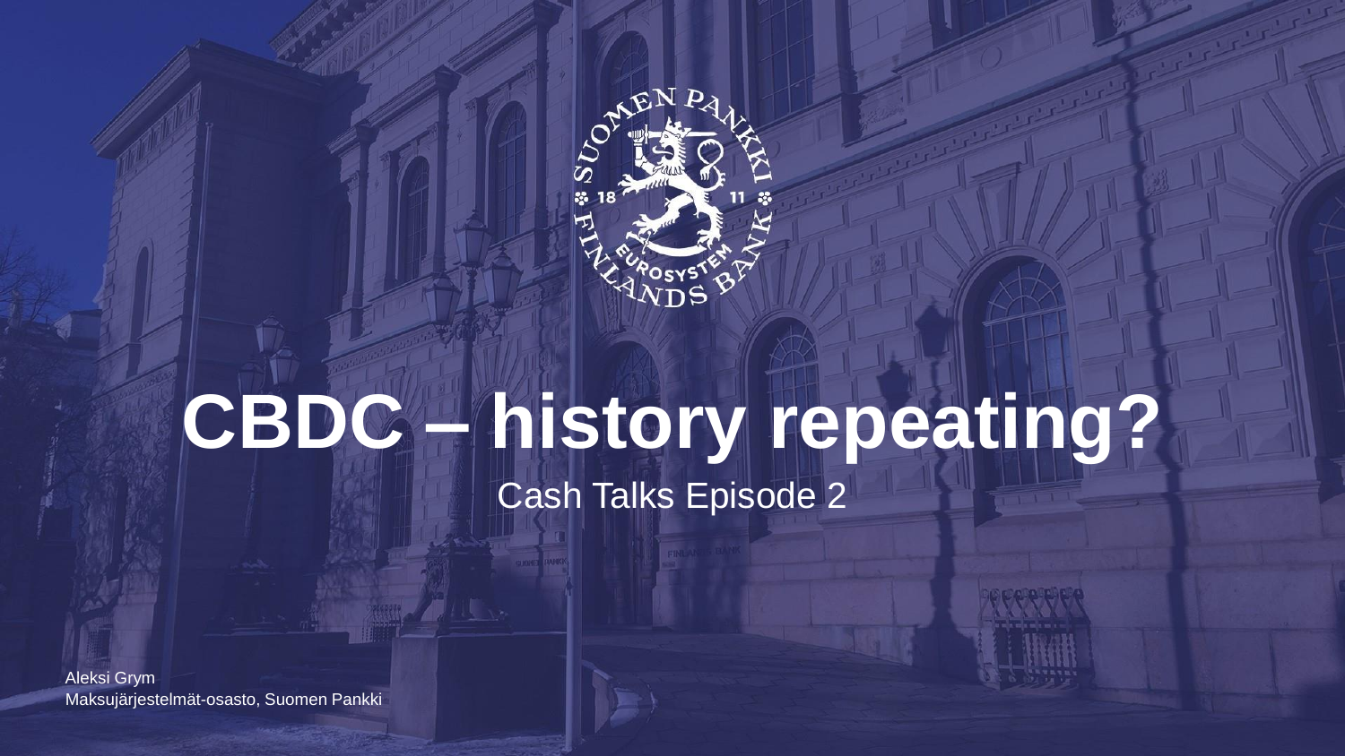# CBDC – history repeating?

Cash Talks Episode 2

Aleksi Grym
Maksujärjestelmät-osasto, Suomen Pankki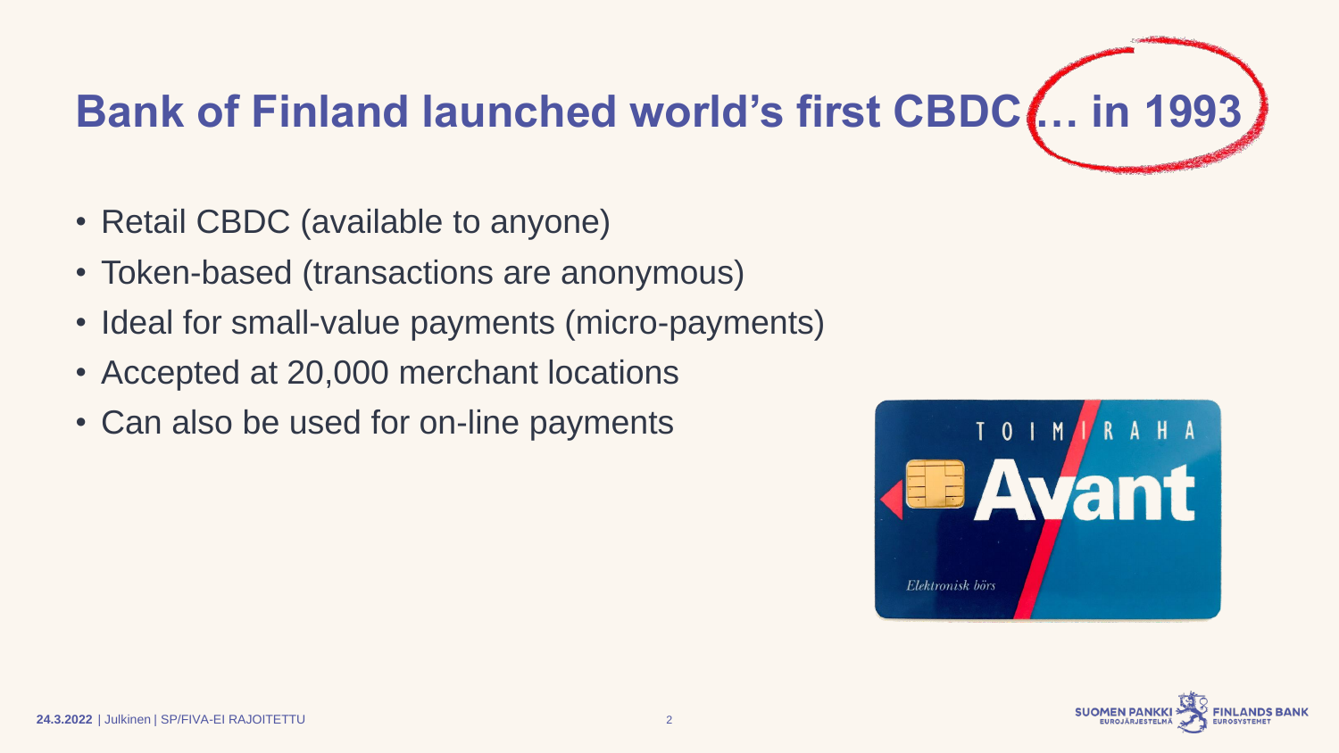# Bank of Finland launched world's first CBDC … in 1993

- Retail CBDC (available to anyone)
- Token-based (transactions are anonymous)
- Ideal for small-value payments (micro-payments)
- Accepted at 20,000 merchant locations
- Can also be used for on-line payments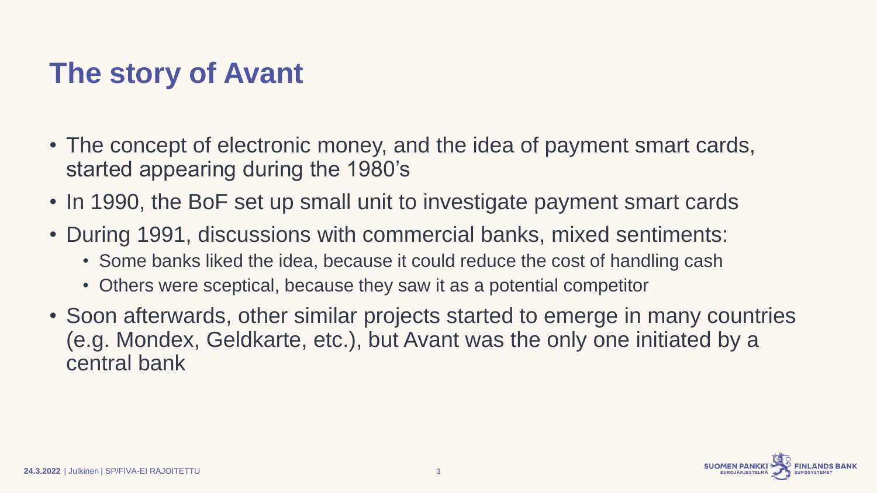# The story of Avant

- The concept of electronic money, and the idea of payment smart cards, started appearing during the 1980's
- In 1990, the BoF set up small unit to investigate payment smart cards
- During 1991, discussions with commercial banks, mixed sentiments:
  - Some banks liked the idea, because it could reduce the cost of handling cash
  - Others were sceptical, because they saw it as a potential competitor
- Soon afterwards, other similar projects started to emerge in many countries (e.g. Mondex, Geldkarte, etc.), but Avant was the only one initiated by a central bank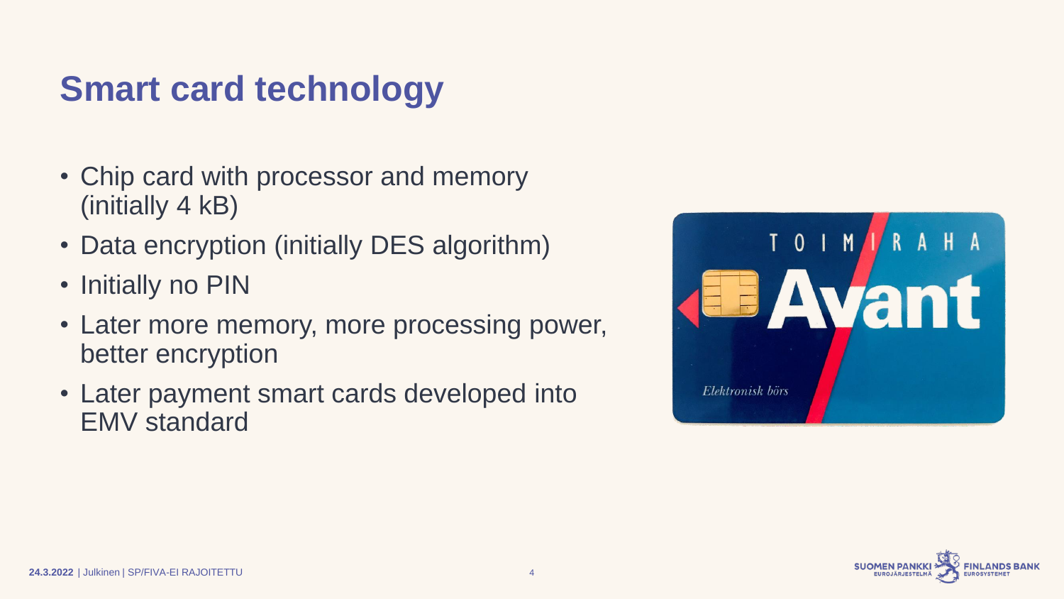# Smart card technology

- Chip card with processor and memory (initially 4 kB)
- Data encryption (initially DES algorithm)
- Initially no PIN
- Later more memory, more processing power, better encryption
- Later payment smart cards developed into EMV standard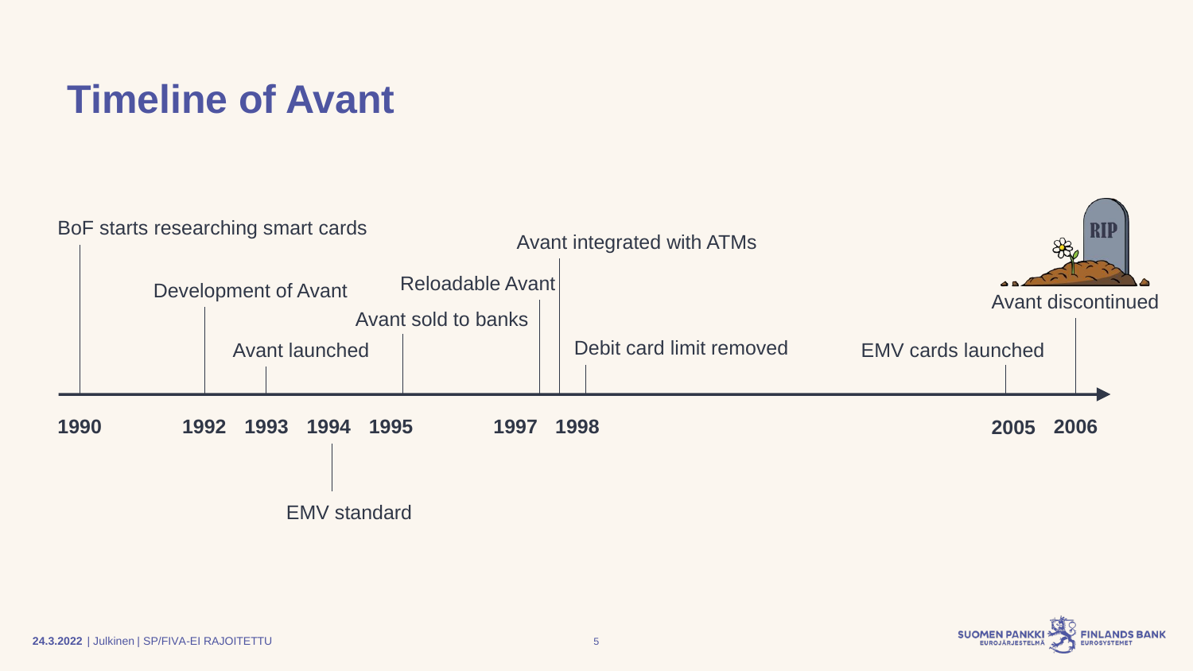# Timeline of Avant

- **1990** – BoF starts researching smart cards
- **1992** – Development of Avant
- **1993** – Avant launched
- **1994** – EMV standard
- **1995** – Avant sold to banks
- **1997** – Reloadable Avant
- **1998** – Avant integrated with ATMs
- **1998** – Debit card limit removed
- **2005** – EMV cards launched
- **2006** – Avant discontinued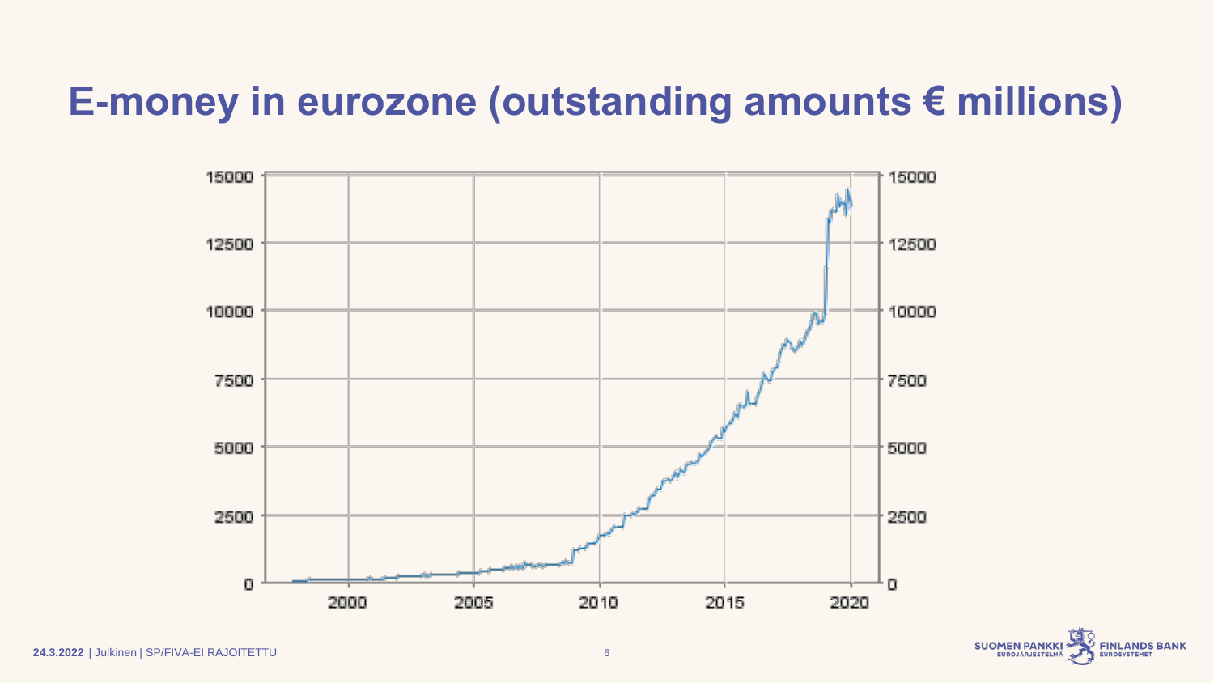# E-money in eurozone (outstanding amounts € millions)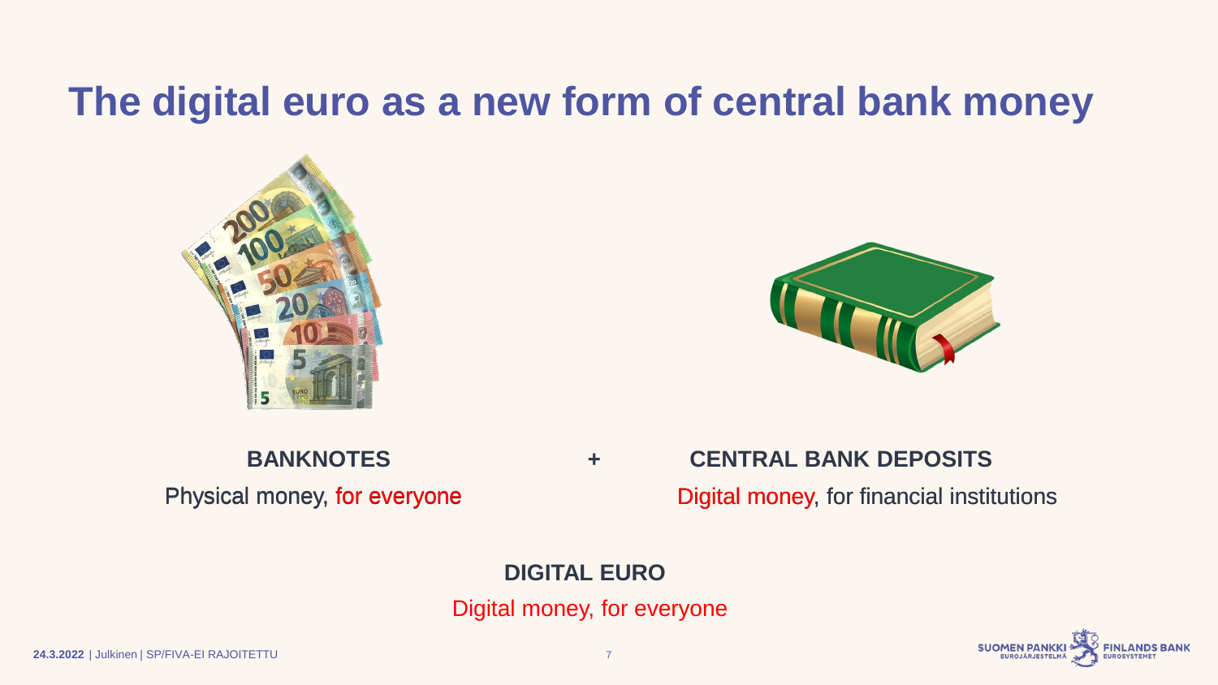# The digital euro as a new form of central bank money

**BANKNOTES**

Physical money, for everyone

**+**

**CENTRAL BANK DEPOSITS**

Digital money, for financial institutions

**DIGITAL EURO**

Digital money, for everyone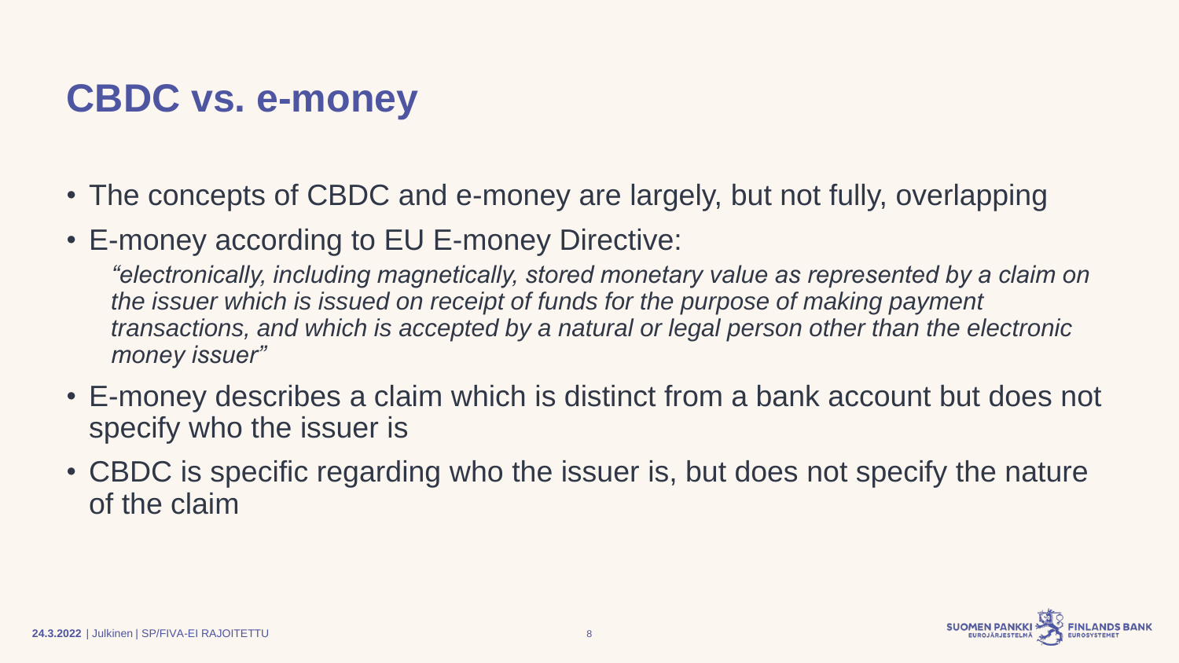# CBDC vs. e-money

- The concepts of CBDC and e-money are largely, but not fully, overlapping
- E-money according to EU E-money Directive:

  *"electronically, including magnetically, stored monetary value as represented by a claim on the issuer which is issued on receipt of funds for the purpose of making payment transactions, and which is accepted by a natural or legal person other than the electronic money issuer"*

- E-money describes a claim which is distinct from a bank account but does not specify who the issuer is
- CBDC is specific regarding who the issuer is, but does not specify the nature of the claim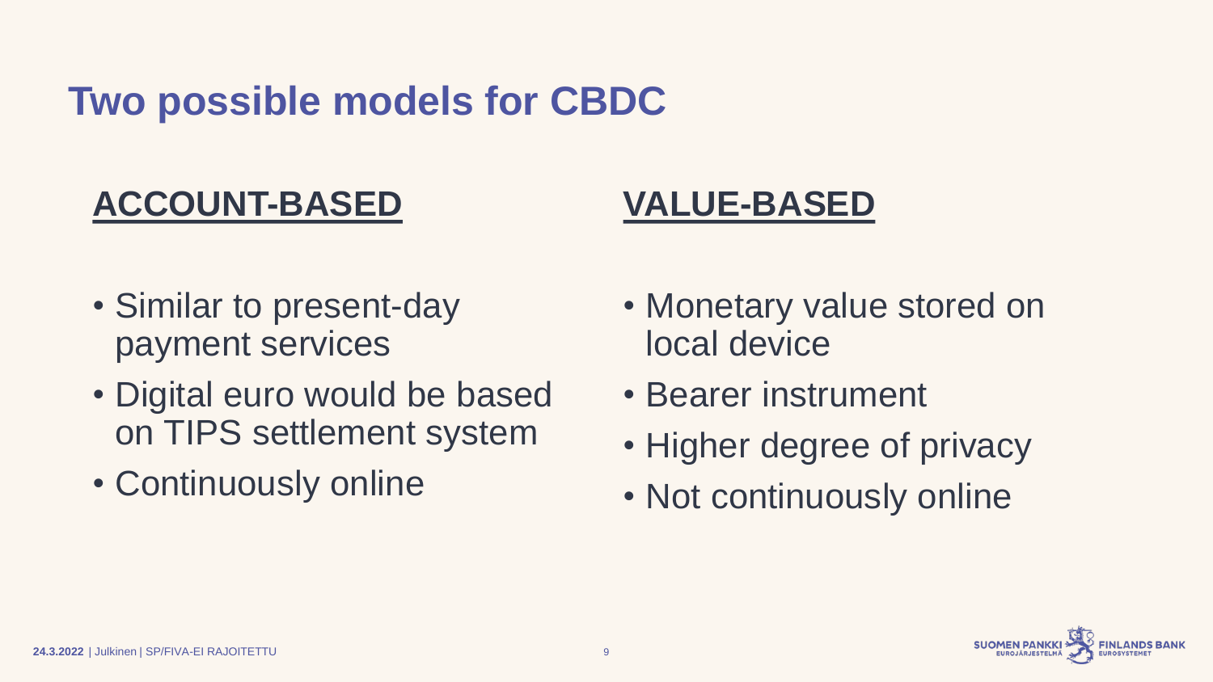# Two possible models for CBDC

## ACCOUNT-BASED

- Similar to present-day payment services
- Digital euro would be based on TIPS settlement system
- Continuously online

## VALUE-BASED

- Monetary value stored on local device
- Bearer instrument
- Higher degree of privacy
- Not continuously online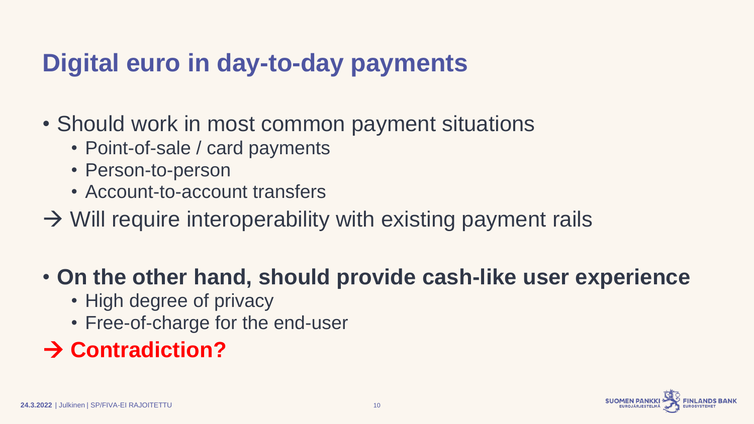# Digital euro in day-to-day payments

- Should work in most common payment situations
  - Point-of-sale / card payments
  - Person-to-person
  - Account-to-account transfers

→ Will require interoperability with existing payment rails

- **On the other hand, should provide cash-like user experience**
  - High degree of privacy
  - Free-of-charge for the end-user

**→ Contradiction?**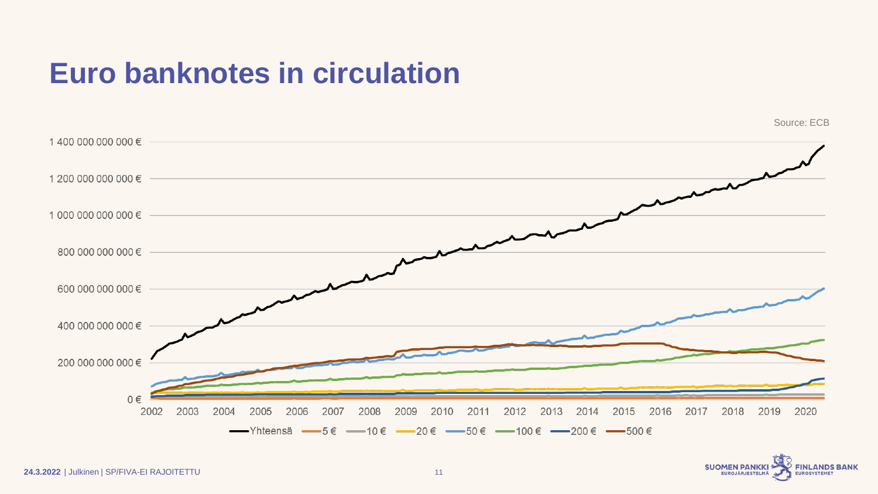# Euro banknotes in circulation

Source: ECB

1 400 000 000 000 €
1 200 000 000 000 €
1 000 000 000 000 €
800 000 000 000 €
600 000 000 000 €
400 000 000 000 €
200 000 000 000 €
0 €

2002 2003 2004 2005 2006 2007 2008 2009 2010 2011 2012 2013 2014 2015 2016 2017 2018 2019 2020

Yhteensä, 5 €, 10 €, 20 €, 50 €, 100 €, 200 €, 500 €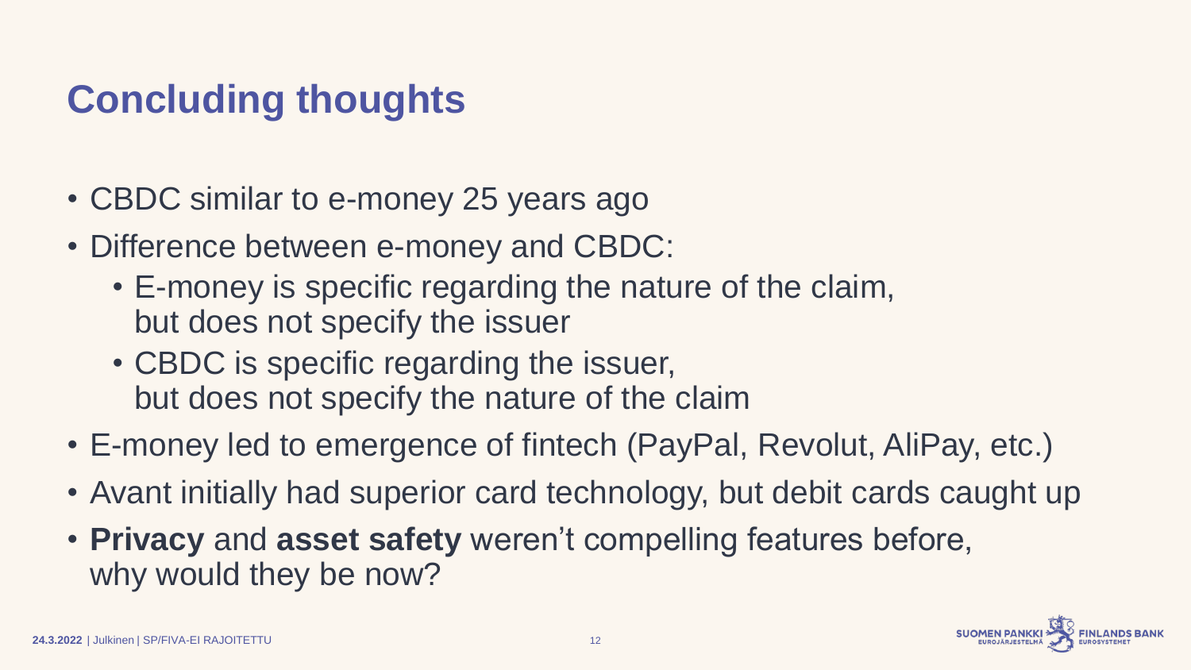# Concluding thoughts

- CBDC similar to e-money 25 years ago
- Difference between e-money and CBDC:
  - E-money is specific regarding the nature of the claim, but does not specify the issuer
  - CBDC is specific regarding the issuer, but does not specify the nature of the claim
- E-money led to emergence of fintech (PayPal, Revolut, AliPay, etc.)
- Avant initially had superior card technology, but debit cards caught up
- **Privacy** and **asset safety** weren't compelling features before, why would they be now?